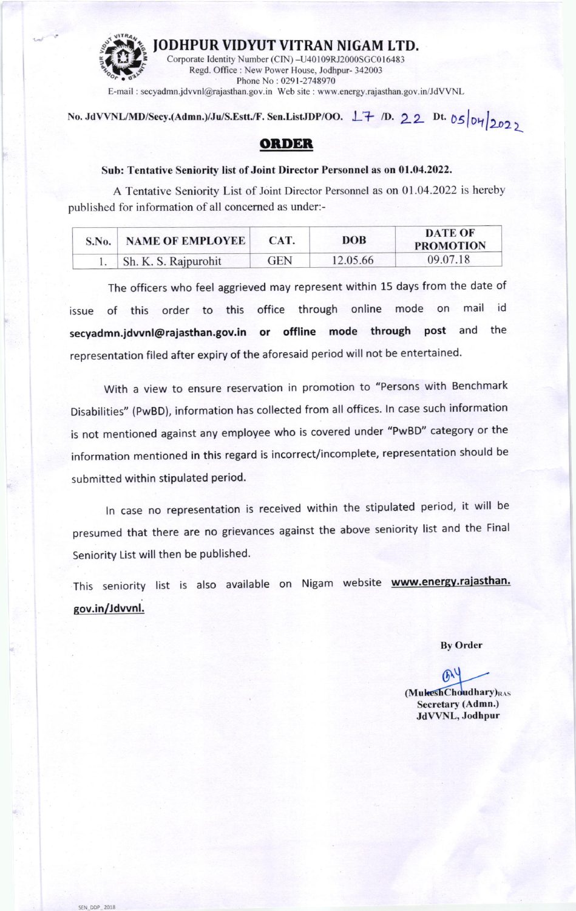# JODHPUR VIDYUT VITRAN NIGAM LTD.

Corporate Identity Number (CIN) –U40109RJ2000SGC016483
Regd. Office : New Power House, Jodhpur- 342003
Phone No : 0291-2748970
E-mail : secyadmn.jdvvnl@rajasthan.gov.in Web site : www.energy.rajasthan.gov.in/JdVVNL

**No. JdVVNL/MD/Secy.(Admn.)/Ju/S.Estt./F. Sen.ListJDP/OO. 17 /D. 22 Dt. 05/04/2022**

## ORDER

**Sub: Tentative Seniority list of Joint Director Personnel as on 01.04.2022.**

A Tentative Seniority List of Joint Director Personnel as on 01.04.2022 is hereby published for information of all concerned as under:-

| S.No. | NAME OF EMPLOYEE | CAT. | DOB | DATE OF PROMOTION |
|---|---|---|---|---|
| 1. | Sh. K. S. Rajpurohit | GEN | 12.05.66 | 09.07.18 |

The officers who feel aggrieved may represent within 15 days from the date of issue of this order to this office through online mode on mail id **secyadmn.jdvvnl@rajasthan.gov.in or offline mode through post** and the representation filed after expiry of the aforesaid period will not be entertained.

With a view to ensure reservation in promotion to "Persons with Benchmark Disabilities" (PwBD), information has collected from all offices. In case such information is not mentioned against any employee who is covered under "PwBD" category or the information mentioned in this regard is incorrect/incomplete, representation should be submitted within stipulated period.

In case no representation is received within the stipulated period, it will be presumed that there are no grievances against the above seniority list and the Final Seniority List will then be published.

This seniority list is also available on Nigam website **www.energy.rajasthan.gov.in/Jdvvnl.**

**By Order**

**(MukeshChoudhary)RAS**
**Secretary (Admn.)**
**JdVVNL, Jodhpur**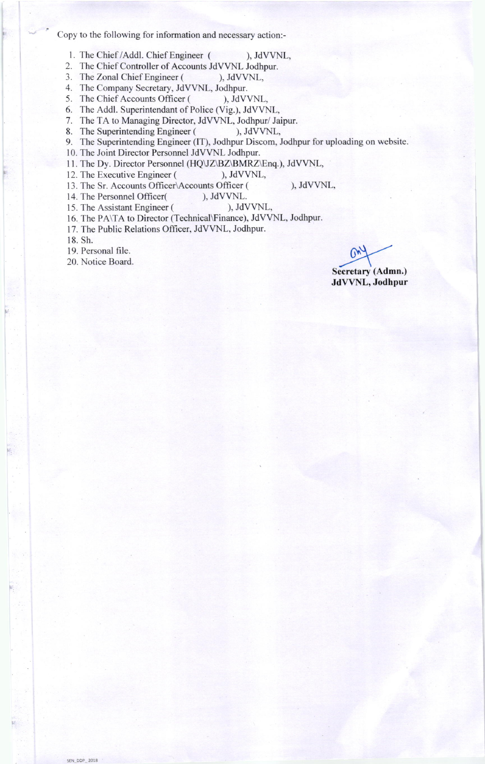Copy to the following for information and necessary action:-

1. The Chief /Addl. Chief Engineer ( ), JdVVNL,
2. The Chief Controller of Accounts JdVVNL Jodhpur.
3. The Zonal Chief Engineer ( ), JdVVNL,
4. The Company Secretary, JdVVNL, Jodhpur.
5. The Chief Accounts Officer ( ), JdVVNL,
6. The Addl. Superintendant of Police (Vig.), JdVVNL,
7. The TA to Managing Director, JdVVNL, Jodhpur/ Jaipur.
8. The Superintending Engineer ( ), JdVVNL,
9. The Superintending Engineer (IT), Jodhpur Discom, Jodhpur for uploading on website.
10. The Joint Director Personnel JdVVNL Jodhpur.
11. The Dy. Director Personnel (HQ\JZ\BZ\BMRZ\Enq.), JdVVNL,
12. The Executive Engineer ( ), JdVVNL,
13. The Sr. Accounts Officer\Accounts Officer ( ), JdVVNL,
14. The Personnel Officer( ), JdVVNL.
15. The Assistant Engineer ( ), JdVVNL,
16. The PA\TA to Director (Technical\Finance), JdVVNL, Jodhpur.
17. The Public Relations Officer, JdVVNL, Jodhpur.
18. Sh.
19. Personal file.
20. Notice Board.

**Secretary (Admn.)**
**JdVVNL, Jodhpur**